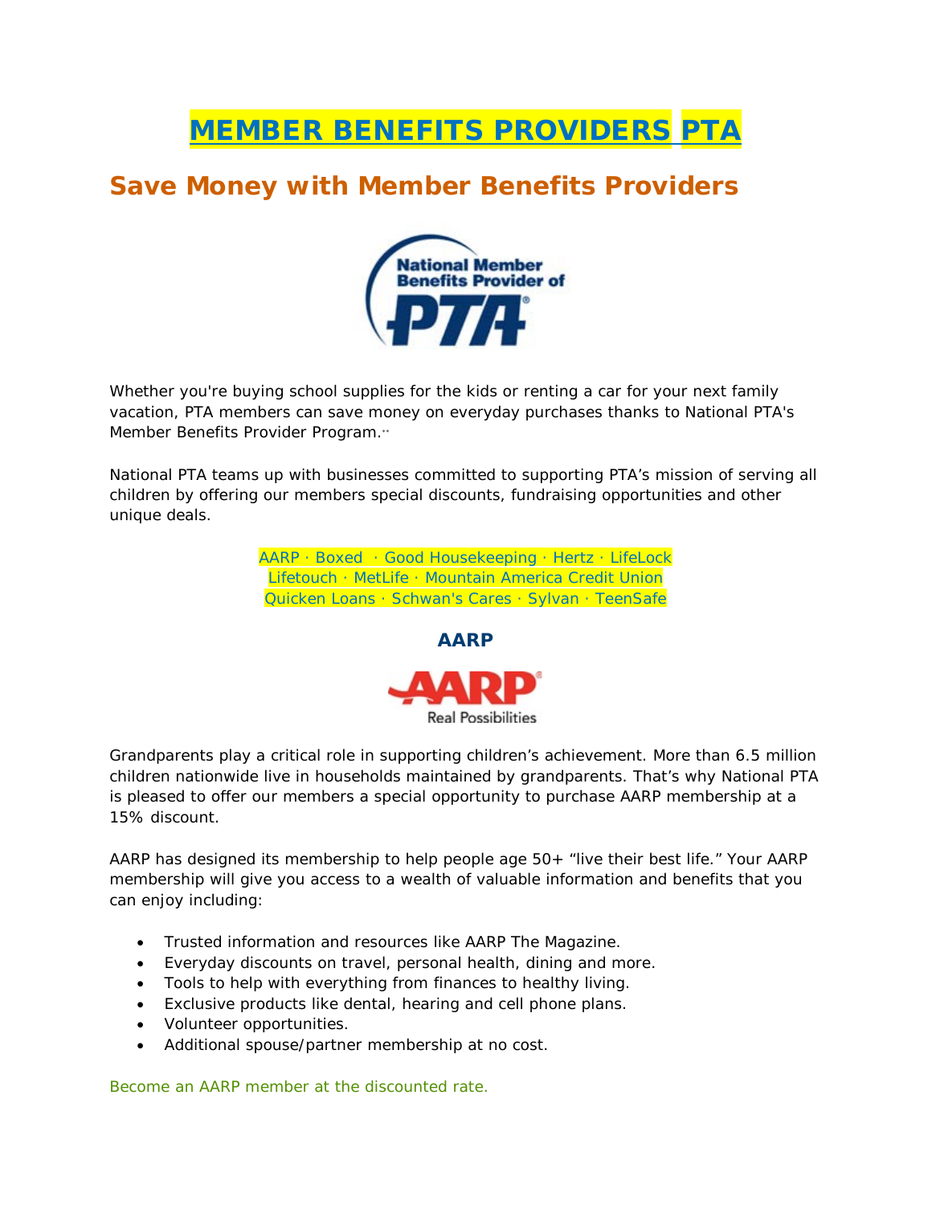# MEMBER BENEFITS PROVIDERS PTA

## Save Money with Member Benefits Providers

Whether you're buying school supplies for the kids or renting a car for your next family vacation, PTA members can save money on everyday purchases thanks to National PTA's Member Benefits Provider Program.

National PTA teams up with businesses committed to supporting PTA's mission of serving all children by offering our members special discounts, fundraising opportunities and other unique deals.

AARP · Boxed · Good Housekeeping · Hertz · LifeLock
Lifetouch · MetLife · Mountain America Credit Union
Quicken Loans · Schwan's Cares · Sylvan · TeenSafe

### AARP

Grandparents play a critical role in supporting children's achievement. More than 6.5 million children nationwide live in households maintained by grandparents. That's why National PTA is pleased to offer our members a special opportunity to purchase AARP membership at a 15% discount.

AARP has designed its membership to help people age 50+ "live their best life." Your AARP membership will give you access to a wealth of valuable information and benefits that you can enjoy including:

- Trusted information and resources like AARP The Magazine.
- Everyday discounts on travel, personal health, dining and more.
- Tools to help with everything from finances to healthy living.
- Exclusive products like dental, hearing and cell phone plans.
- Volunteer opportunities.
- Additional spouse/partner membership at no cost.

Become an AARP member at the discounted rate.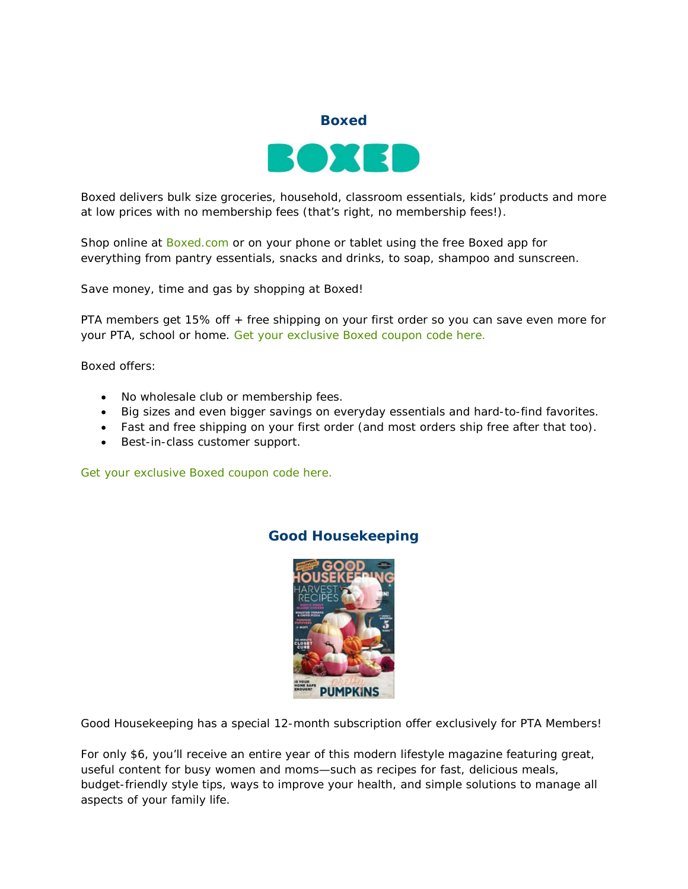## Boxed

Boxed delivers bulk size groceries, household, classroom essentials, kids' products and more at low prices with no membership fees (that's right, no membership fees!).

Shop online at Boxed.com or on your phone or tablet using the free Boxed app for everything from pantry essentials, snacks and drinks, to soap, shampoo and sunscreen.

Save money, time and gas by shopping at Boxed!

PTA members get 15% off + free shipping on your first order so you can save even more for your PTA, school or home. Get your exclusive Boxed coupon code here.

Boxed offers:

- No wholesale club or membership fees.
- Big sizes and even bigger savings on everyday essentials and hard-to-find favorites.
- Fast and free shipping on your first order (and most orders ship free after that too).
- Best-in-class customer support.

Get your exclusive Boxed coupon code here.

## Good Housekeeping

Good Housekeeping has a special 12-month subscription offer exclusively for PTA Members!

For only $6, you'll receive an entire year of this modern lifestyle magazine featuring great, useful content for busy women and moms—such as recipes for fast, delicious meals, budget-friendly style tips, ways to improve your health, and simple solutions to manage all aspects of your family life.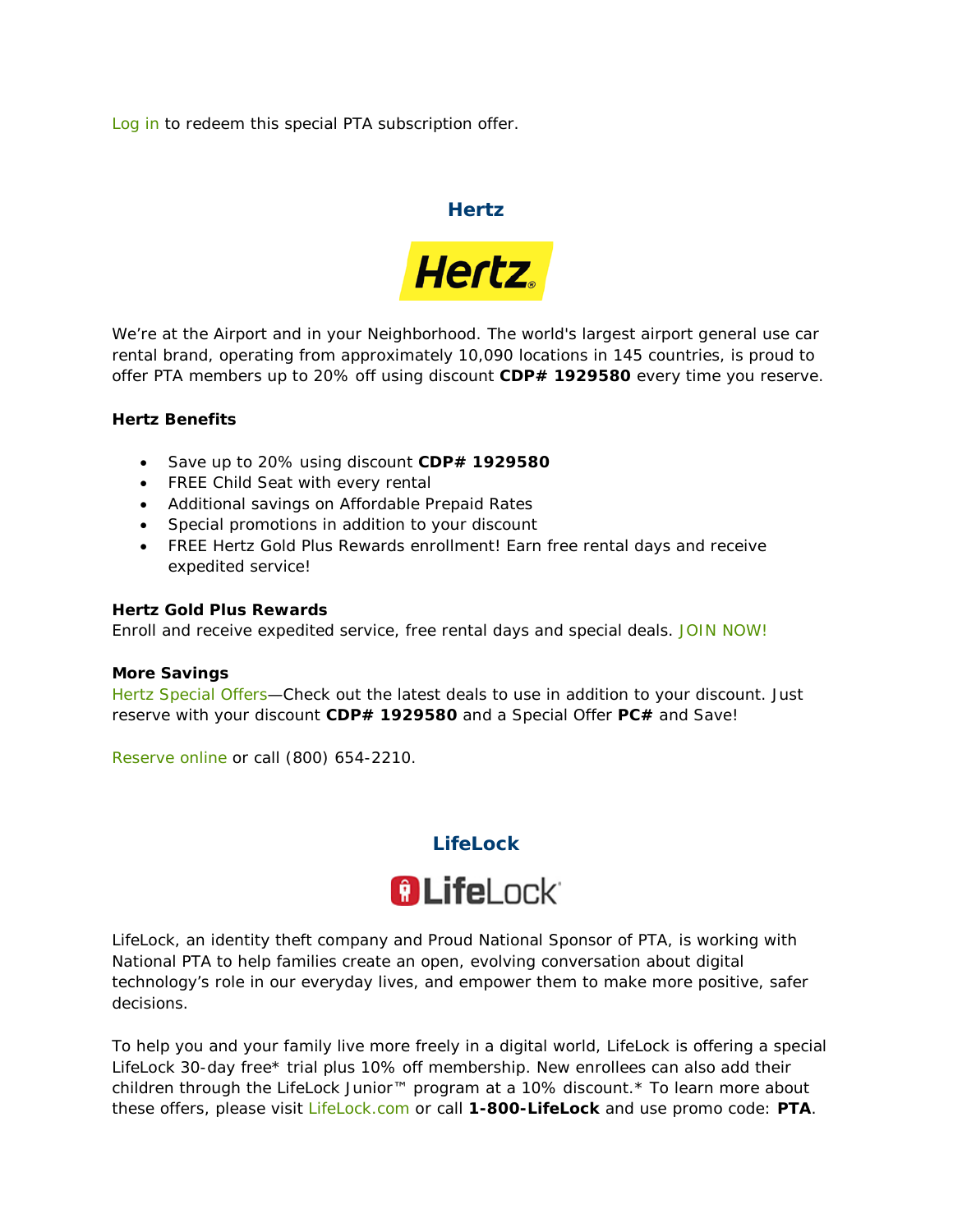Log in to redeem this special PTA subscription offer.

## Hertz

We're at the Airport and in your Neighborhood. The world's largest airport general use car rental brand, operating from approximately 10,090 locations in 145 countries, is proud to offer PTA members up to 20% off using discount **CDP# 1929580** every time you reserve.

**Hertz Benefits**

- Save up to 20% using discount **CDP# 1929580**
- FREE Child Seat with every rental
- Additional savings on Affordable Prepaid Rates
- Special promotions in addition to your discount
- FREE Hertz Gold Plus Rewards enrollment! Earn free rental days and receive expedited service!

**Hertz Gold Plus Rewards**
Enroll and receive expedited service, free rental days and special deals. JOIN NOW!

**More Savings**
Hertz Special Offers—Check out the latest deals to use in addition to your discount. Just reserve with your discount **CDP# 1929580** and a Special Offer **PC#** and Save!

Reserve online or call (800) 654-2210.

## LifeLock

LifeLock, an identity theft company and Proud National Sponsor of PTA, is working with National PTA to help families create an open, evolving conversation about digital technology's role in our everyday lives, and empower them to make more positive, safer decisions.

To help you and your family live more freely in a digital world, LifeLock is offering a special LifeLock 30-day free* trial plus 10% off membership. New enrollees can also add their children through the LifeLock Junior™ program at a 10% discount.* To learn more about these offers, please visit LifeLock.com or call **1-800-LifeLock** and use promo code: **PTA**.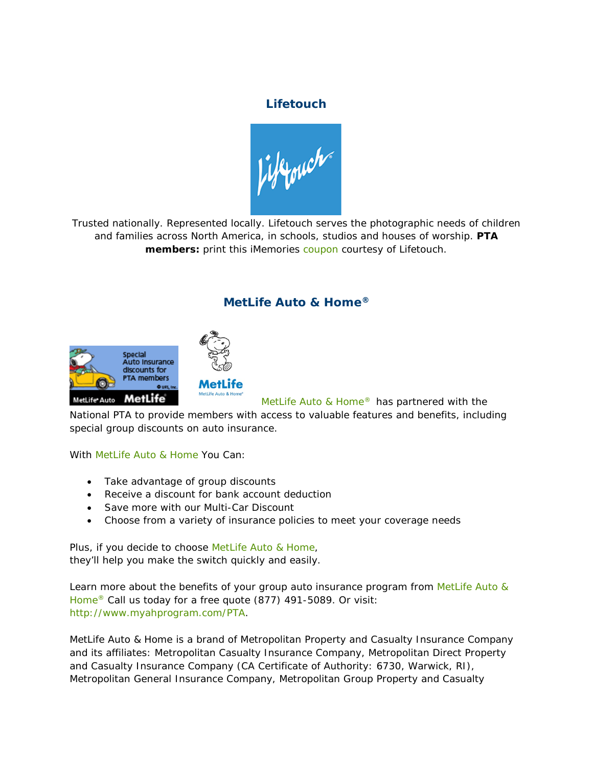## Lifetouch

Trusted nationally. Represented locally. Lifetouch serves the photographic needs of children and families across North America, in schools, studios and houses of worship. **PTA members:** print this iMemories coupon courtesy of Lifetouch.

## MetLife Auto & Home®

MetLife Auto & Home® has partnered with the National PTA to provide members with access to valuable features and benefits, including special group discounts on auto insurance.

With MetLife Auto & Home You Can:

- Take advantage of group discounts
- Receive a discount for bank account deduction
- Save more with our Multi-Car Discount
- Choose from a variety of insurance policies to meet your coverage needs

Plus, if you decide to choose MetLife Auto & Home, they'll help you make the switch quickly and easily.

Learn more about the benefits of your group auto insurance program from MetLife Auto & Home® Call us today for a free quote (877) 491-5089. Or visit: http://www.myahprogram.com/PTA.

MetLife Auto & Home is a brand of Metropolitan Property and Casualty Insurance Company and its affiliates: Metropolitan Casualty Insurance Company, Metropolitan Direct Property and Casualty Insurance Company (CA Certificate of Authority: 6730, Warwick, RI), Metropolitan General Insurance Company, Metropolitan Group Property and Casualty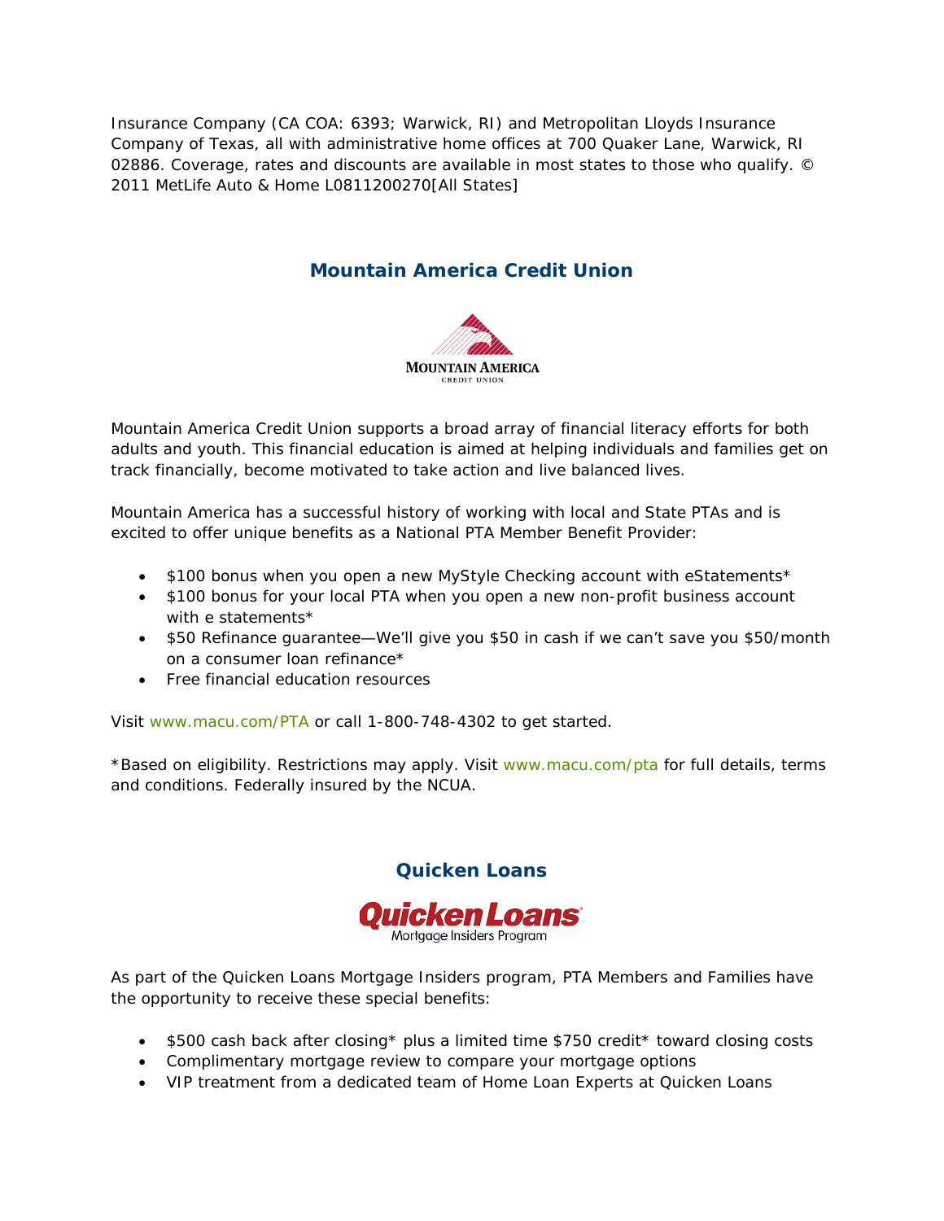Insurance Company (CA COA: 6393; Warwick, RI) and Metropolitan Lloyds Insurance Company of Texas, all with administrative home offices at 700 Quaker Lane, Warwick, RI 02886. Coverage, rates and discounts are available in most states to those who qualify. © 2011 MetLife Auto & Home L0811200270[All States]

## Mountain America Credit Union

Mountain America Credit Union supports a broad array of financial literacy efforts for both adults and youth. This financial education is aimed at helping individuals and families get on track financially, become motivated to take action and live balanced lives.

Mountain America has a successful history of working with local and State PTAs and is excited to offer unique benefits as a National PTA Member Benefit Provider:

- $100 bonus when you open a new MyStyle Checking account with eStatements*
- $100 bonus for your local PTA when you open a new non-profit business account with e statements*
- $50 Refinance guarantee—We'll give you $50 in cash if we can't save you $50/month on a consumer loan refinance*
- Free financial education resources

Visit www.macu.com/PTA or call 1-800-748-4302 to get started.

*Based on eligibility. Restrictions may apply. Visit www.macu.com/pta for full details, terms and conditions. Federally insured by the NCUA.

## Quicken Loans

As part of the Quicken Loans Mortgage Insiders program, PTA Members and Families have the opportunity to receive these special benefits:

- $500 cash back after closing* plus a limited time $750 credit* toward closing costs
- Complimentary mortgage review to compare your mortgage options
- VIP treatment from a dedicated team of Home Loan Experts at Quicken Loans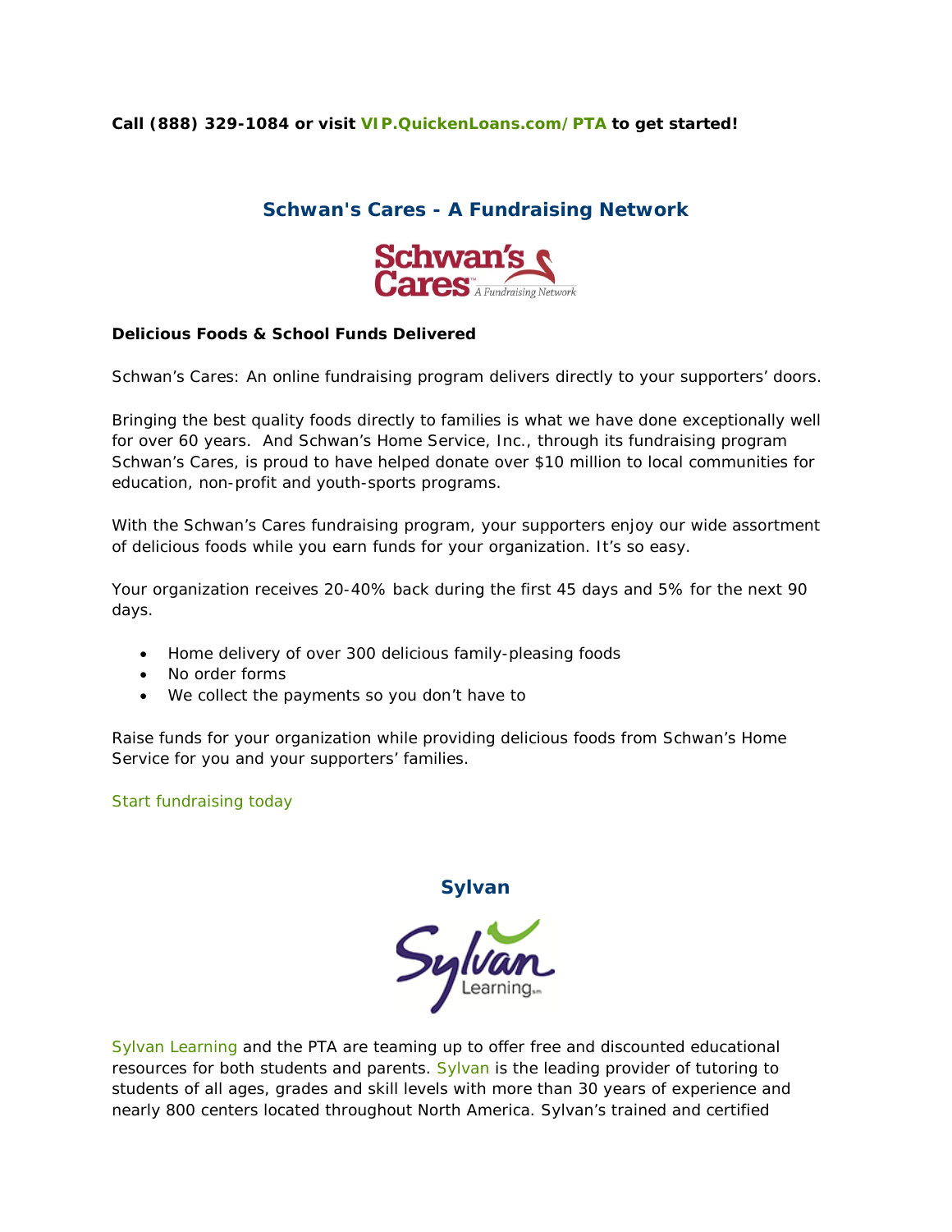**Call (888) 329-1084 or visit VIP.QuickenLoans.com/PTA to get started!**

## Schwan's Cares - A Fundraising Network

**Delicious Foods & School Funds Delivered**

Schwan's Cares: An online fundraising program delivers directly to your supporters' doors.

Bringing the best quality foods directly to families is what we have done exceptionally well for over 60 years. And Schwan's Home Service, Inc., through its fundraising program Schwan's Cares, is proud to have helped donate over $10 million to local communities for education, non-profit and youth-sports programs.

With the Schwan's Cares fundraising program, your supporters enjoy our wide assortment of delicious foods while you earn funds for your organization. It's so easy.

Your organization receives 20-40% back during the first 45 days and 5% for the next 90 days.

- Home delivery of over 300 delicious family-pleasing foods
- No order forms
- We collect the payments so you don't have to

Raise funds for your organization while providing delicious foods from Schwan's Home Service for you and your supporters' families.

Start fundraising today

## Sylvan

Sylvan Learning and the PTA are teaming up to offer free and discounted educational resources for both students and parents. Sylvan is the leading provider of tutoring to students of all ages, grades and skill levels with more than 30 years of experience and nearly 800 centers located throughout North America. Sylvan's trained and certified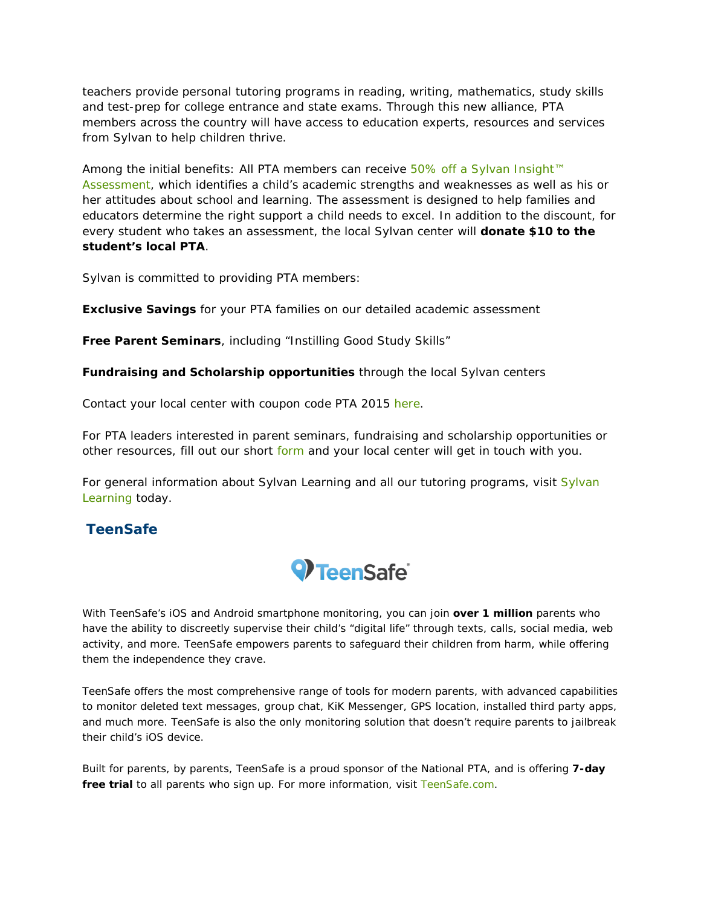teachers provide personal tutoring programs in reading, writing, mathematics, study skills and test-prep for college entrance and state exams. Through this new alliance, PTA members across the country will have access to education experts, resources and services from Sylvan to help children thrive.

Among the initial benefits: All PTA members can receive 50% off a Sylvan Insight™ Assessment, which identifies a child's academic strengths and weaknesses as well as his or her attitudes about school and learning. The assessment is designed to help families and educators determine the right support a child needs to excel. In addition to the discount, for every student who takes an assessment, the local Sylvan center will **donate $10 to the student's local PTA**.

Sylvan is committed to providing PTA members:

**Exclusive Savings** for your PTA families on our detailed academic assessment

**Free Parent Seminars**, including "Instilling Good Study Skills"

**Fundraising and Scholarship opportunities** through the local Sylvan centers

Contact your local center with coupon code PTA 2015 here.

For PTA leaders interested in parent seminars, fundraising and scholarship opportunities or other resources, fill out our short form and your local center will get in touch with you.

For general information about Sylvan Learning and all our tutoring programs, visit Sylvan Learning today.

## TeenSafe

TeenSafe®

With TeenSafe's iOS and Android smartphone monitoring, you can join **over 1 million** parents who have the ability to discreetly supervise their child's "digital life" through texts, calls, social media, web activity, and more. TeenSafe empowers parents to safeguard their children from harm, while offering them the independence they crave.

TeenSafe offers the most comprehensive range of tools for modern parents, with advanced capabilities to monitor deleted text messages, group chat, KiK Messenger, GPS location, installed third party apps, and much more. TeenSafe is also the only monitoring solution that doesn't require parents to jailbreak their child's iOS device.

Built for parents, by parents, TeenSafe is a proud sponsor of the National PTA, and is offering **7-day free trial** to all parents who sign up. For more information, visit TeenSafe.com.